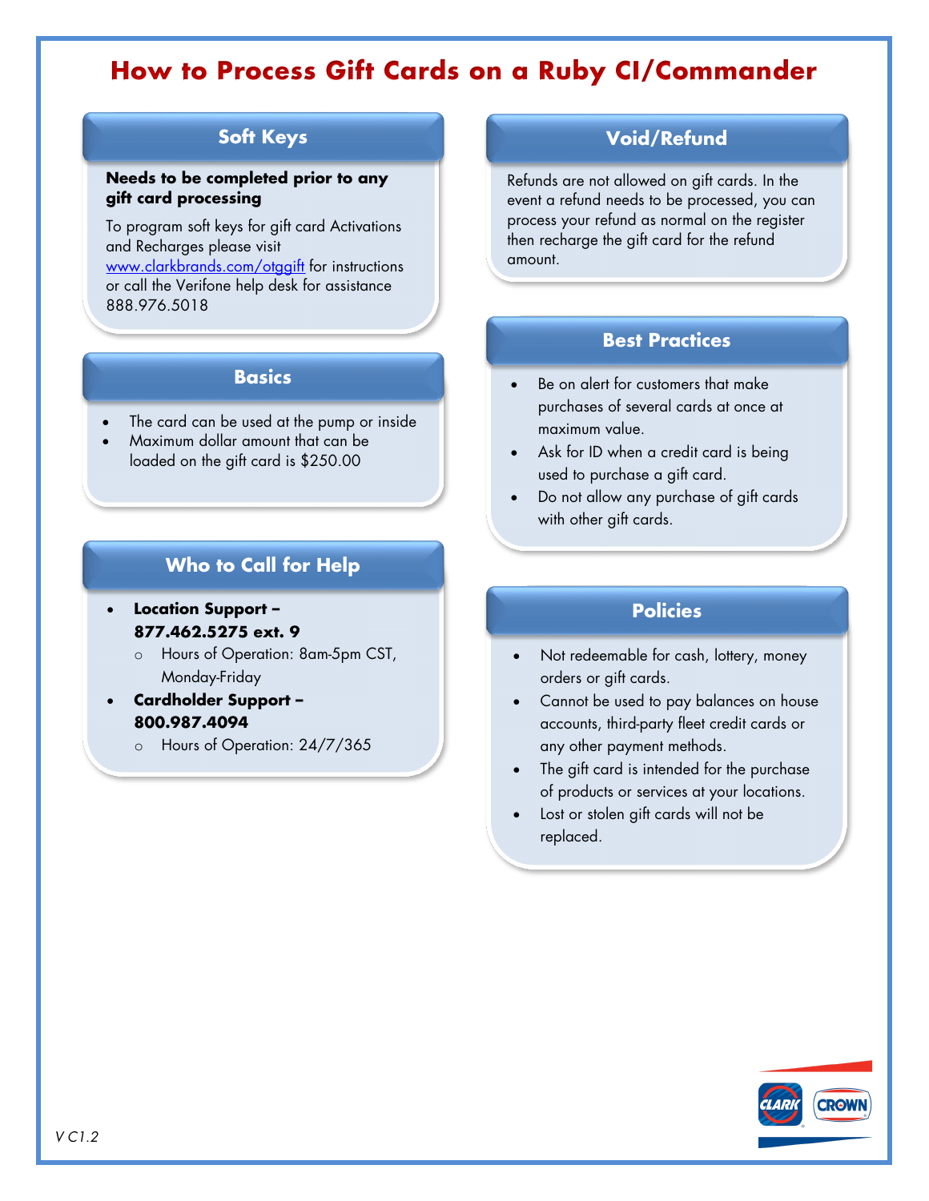# How to Process Gift Cards on a Ruby CI/Commander

## Soft Keys

**Needs to be completed prior to any gift card processing**

To program soft keys for gift card Activations and Recharges please visit [www.clarkbrands.com/otggift](www.clarkbrands.com/otggift) for instructions or call the Verifone help desk for assistance 888.976.5018

## Basics

- The card can be used at the pump or inside
- Maximum dollar amount that can be loaded on the gift card is $250.00

## Who to Call for Help

- **Location Support – 877.462.5275 ext. 9**
  - Hours of Operation: 8am-5pm CST, Monday-Friday
- **Cardholder Support – 800.987.4094**
  - Hours of Operation: 24/7/365

## Void/Refund

Refunds are not allowed on gift cards. In the event a refund needs to be processed, you can process your refund as normal on the register then recharge the gift card for the refund amount.

## Best Practices

- Be on alert for customers that make purchases of several cards at once at maximum value.
- Ask for ID when a credit card is being used to purchase a gift card.
- Do not allow any purchase of gift cards with other gift cards.

## Policies

- Not redeemable for cash, lottery, money orders or gift cards.
- Cannot be used to pay balances on house accounts, third-party fleet credit cards or any other payment methods.
- The gift card is intended for the purchase of products or services at your locations.
- Lost or stolen gift cards will not be replaced.

V C1.2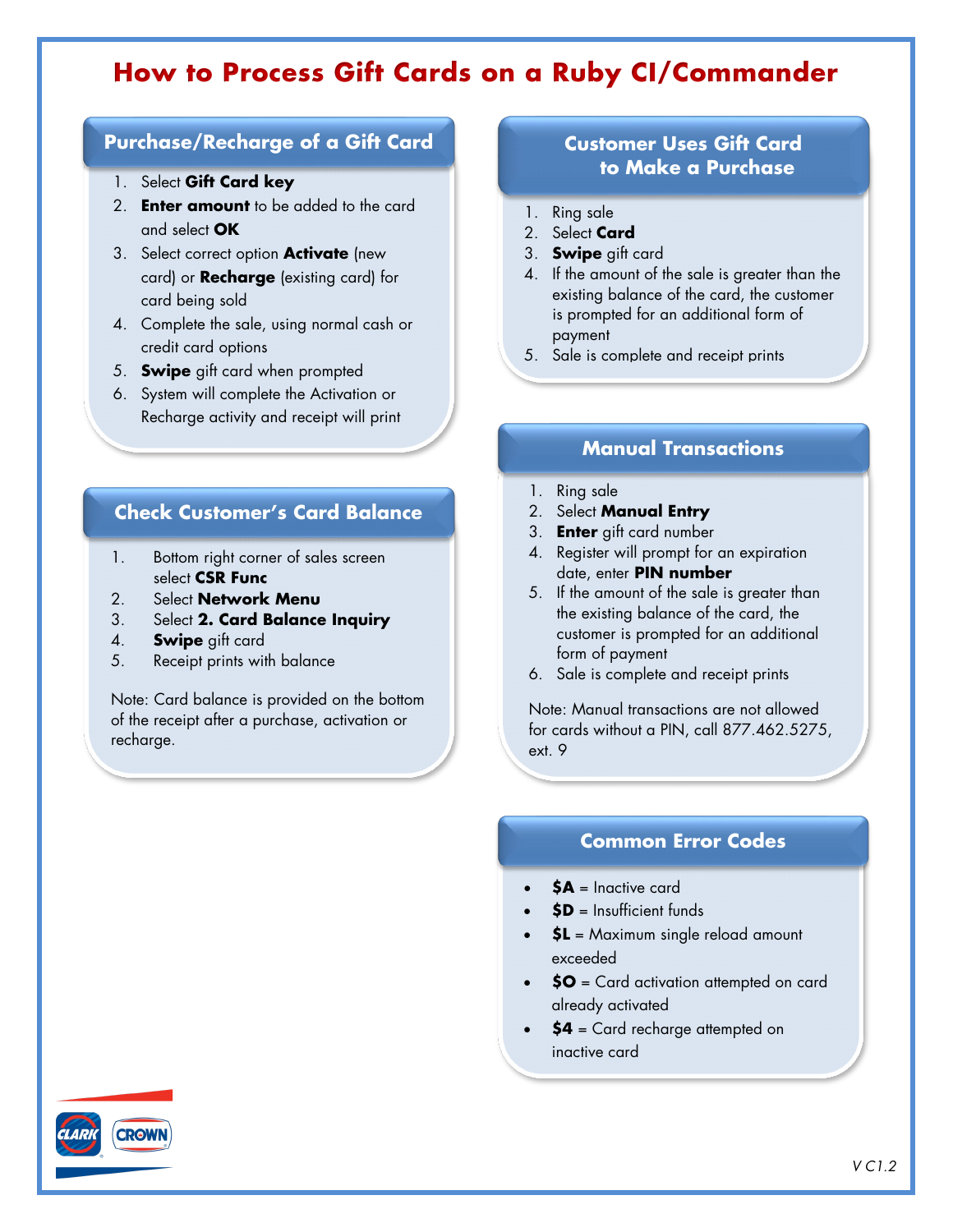# How to Process Gift Cards on a Ruby CI/Commander

## Purchase/Recharge of a Gift Card

1. Select **Gift Card key**
2. **Enter amount** to be added to the card and select **OK**
3. Select correct option **Activate** (new card) or **Recharge** (existing card) for card being sold
4. Complete the sale, using normal cash or credit card options
5. **Swipe** gift card when prompted
6. System will complete the Activation or Recharge activity and receipt will print

## Check Customer's Card Balance

1. Bottom right corner of sales screen select **CSR Func**
2. Select **Network Menu**
3. Select **2. Card Balance Inquiry**
4. **Swipe** gift card
5. Receipt prints with balance

Note: Card balance is provided on the bottom of the receipt after a purchase, activation or recharge.

## Customer Uses Gift Card to Make a Purchase

1. Ring sale
2. Select **Card**
3. **Swipe** gift card
4. If the amount of the sale is greater than the existing balance of the card, the customer is prompted for an additional form of payment
5. Sale is complete and receipt prints

## Manual Transactions

1. Ring sale
2. Select **Manual Entry**
3. **Enter** gift card number
4. Register will prompt for an expiration date, enter **PIN number**
5. If the amount of the sale is greater than the existing balance of the card, the customer is prompted for an additional form of payment
6. Sale is complete and receipt prints

Note: Manual transactions are not allowed for cards without a PIN, call 877.462.5275, ext. 9

## Common Error Codes

- **$A** = Inactive card
- **$D** = Insufficient funds
- **$L** = Maximum single reload amount exceeded
- **$O** = Card activation attempted on card already activated
- **$4** = Card recharge attempted on inactive card

V C1.2